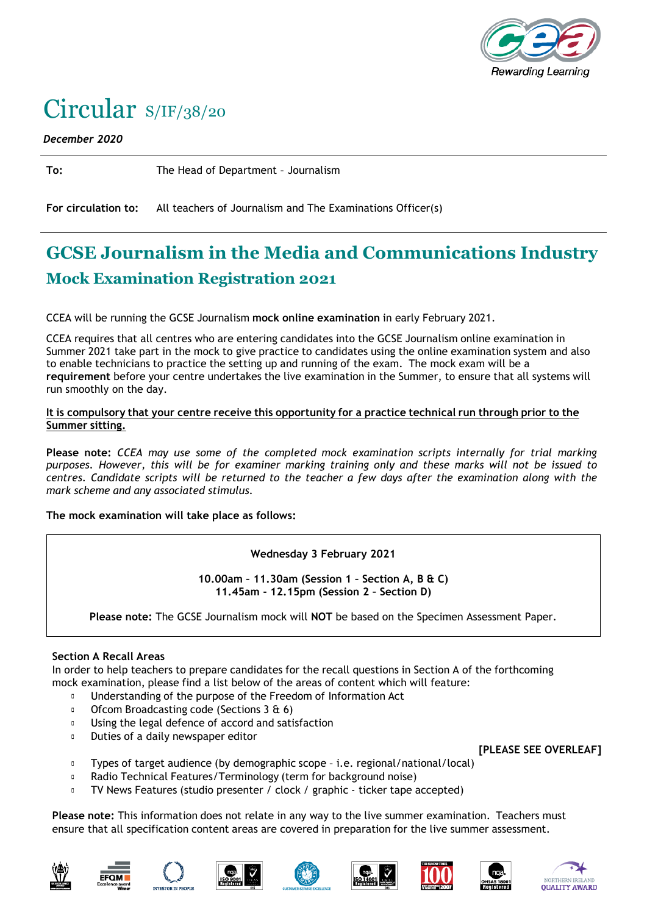# Circular S/IF/38/20

*December 2020*

**To:** The Head of Department – Journalism

**For circulation to:** All teachers of Journalism and The Examinations Officer(s)

## GCSE Journalism in the Media and Communications Industry

### Mock Examination Registration 2021

CCEA will be running the GCSE Journalism **mock online examination** in early February 2021.

CCEA requires that all centres who are entering candidates into the GCSE Journalism online examination in Summer 2021 take part in the mock to give practice to candidates using the online examination system and also to enable technicians to practice the setting up and running of the exam. The mock exam will be a **requirement** before your centre undertakes the live examination in the Summer, to ensure that all systems will run smoothly on the day.

**It is compulsory that your centre receive this opportunity for a practice technical run through prior to the Summer sitting.**

**Please note:** *CCEA may use some of the completed mock examination scripts internally for trial marking purposes. However, this will be for examiner marking training only and these marks will not be issued to centres. Candidate scripts will be returned to the teacher a few days after the examination along with the mark scheme and any associated stimulus.*

**The mock examination will take place as follows:**

**Wednesday 3 February 2021**

**10.00am – 11.30am (Session 1 – Section A, B & C)**
**11.45am - 12.15pm (Session 2 – Section D)**

**Please note:** The GCSE Journalism mock will **NOT** be based on the Specimen Assessment Paper.

**Section A Recall Areas**
In order to help teachers to prepare candidates for the recall questions in Section A of the forthcoming mock examination, please find a list below of the areas of content which will feature:

- Understanding of the purpose of the Freedom of Information Act
- Ofcom Broadcasting code (Sections 3 & 6)
- Using the legal defence of accord and satisfaction
- Duties of a daily newspaper editor

**[PLEASE SEE OVERLEAF]**

- Types of target audience (by demographic scope – i.e. regional/national/local)
- Radio Technical Features/Terminology (term for background noise)
- TV News Features (studio presenter / clock / graphic - ticker tape accepted)

**Please note:** This information does not relate in any way to the live summer examination. Teachers must ensure that all specification content areas are covered in preparation for the live summer assessment.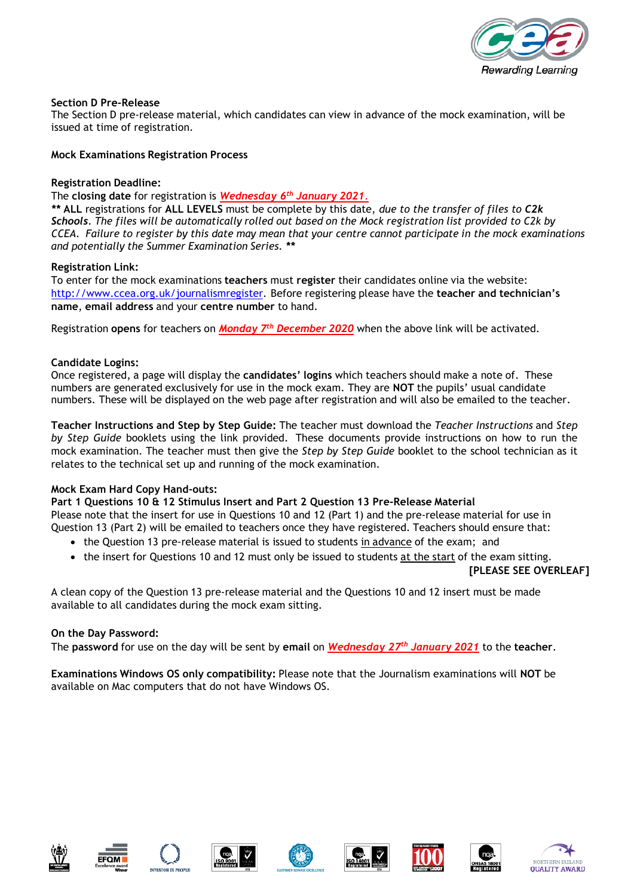**Section D Pre-Release**

The Section D pre-release material, which candidates can view in advance of the mock examination, will be issued at time of registration.

**Mock Examinations Registration Process**

**Registration Deadline:**

The **closing date** for registration is ***Wednesday 6th January 2021.***

** **ALL** registrations for **ALL LEVELS** must be complete by this date, *due to the transfer of files to* ***C2k Schools****. The files will be automatically rolled out based on the Mock registration list provided to C2k by CCEA. Failure to register by this date may mean that your centre cannot participate in the mock examinations and potentially the Summer Examination Series.* **

**Registration Link:**

To enter for the mock examinations **teachers** must **register** their candidates online via the website: http://www.ccea.org.uk/journalismregister. Before registering please have the **teacher and technician's name**, **email address** and your **centre number** to hand.

Registration **opens** for teachers on ***Monday 7th December 2020*** when the above link will be activated.

**Candidate Logins:**

Once registered, a page will display the **candidates' logins** which teachers should make a note of. These numbers are generated exclusively for use in the mock exam. They are **NOT** the pupils' usual candidate numbers. These will be displayed on the web page after registration and will also be emailed to the teacher.

**Teacher Instructions and Step by Step Guide:** The teacher must download the *Teacher Instructions* and *Step by Step Guide* booklets using the link provided. These documents provide instructions on how to run the mock examination. The teacher must then give the *Step by Step Guide* booklet to the school technician as it relates to the technical set up and running of the mock examination.

**Mock Exam Hard Copy Hand-outs:**

**Part 1 Questions 10 & 12 Stimulus Insert and Part 2 Question 13 Pre-Release Material**

Please note that the insert for use in Questions 10 and 12 (Part 1) and the pre-release material for use in Question 13 (Part 2) will be emailed to teachers once they have registered. Teachers should ensure that:

- the Question 13 pre-release material is issued to students in advance of the exam; and
- the insert for Questions 10 and 12 must only be issued to students at the start of the exam sitting.

**[PLEASE SEE OVERLEAF]**

A clean copy of the Question 13 pre-release material and the Questions 10 and 12 insert must be made available to all candidates during the mock exam sitting.

**On the Day Password:**

The **password** for use on the day will be sent by **email** on ***Wednesday 27th January 2021*** to the **teacher**.

**Examinations Windows OS only compatibility:** Please note that the Journalism examinations will **NOT** be available on Mac computers that do not have Windows OS.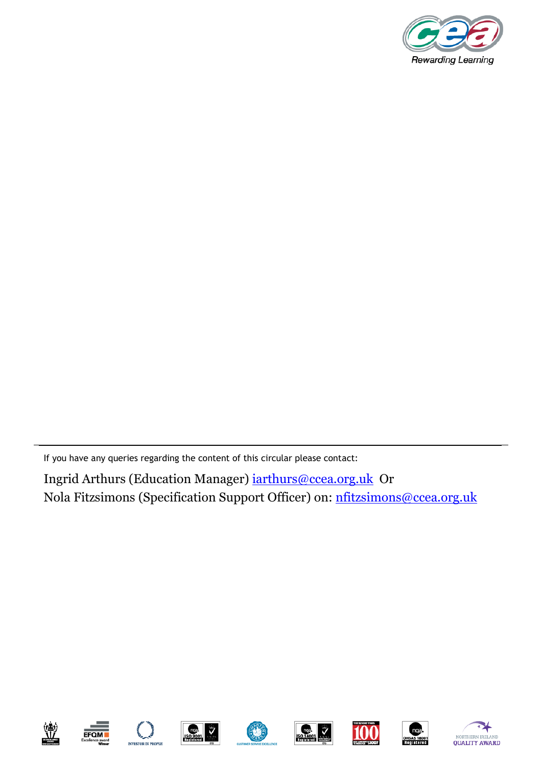If you have any queries regarding the content of this circular please contact:

Ingrid Arthurs (Education Manager) iarthurs@ccea.org.uk  Or
Nola Fitzsimons (Specification Support Officer) on: nfitzsimons@ccea.org.uk